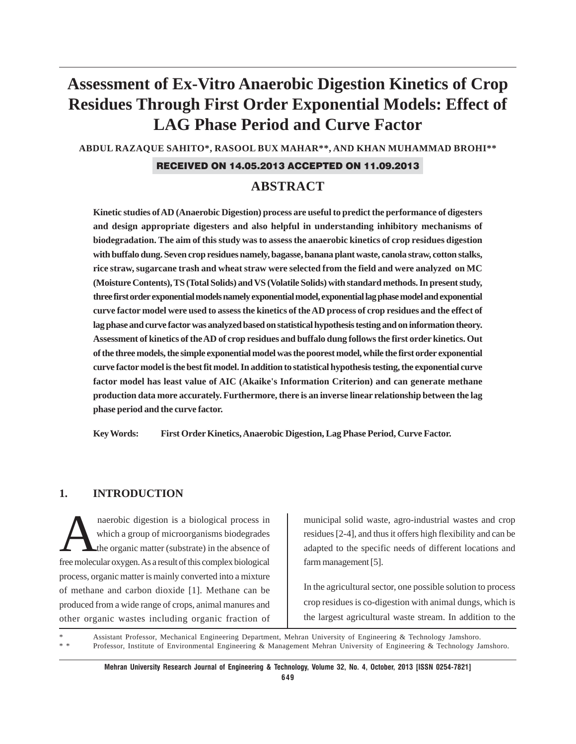# Assessment of Ex-Vitro Anaerobic Digestion Kinetics of Crop Residues Through First Order Exponential Models: Effect of LAG Phase Period and Curve Factor

ABDUL RAZAQUE SAHITO*, RASOOL BUX MAHAR**, AND KHAN MUHAMMAD BROHI**

RECEIVED ON 14.05.2013 ACCEPTED ON 11.09.2013

## ABSTRACT

**Kinetic studies of AD (Anaerobic Digestion) process are useful to predict the performance of digesters and design appropriate digesters and also helpful in understanding inhibitory mechanisms of biodegradation. The aim of this study was to assess the anaerobic kinetics of crop residues digestion with buffalo dung. Seven crop residues namely, bagasse, banana plant waste, canola straw, cotton stalks, rice straw, sugarcane trash and wheat straw were selected from the field and were analyzed on MC (Moisture Contents), TS (Total Solids) and VS (Volatile Solids) with standard methods. In present study, three first order exponential models namely exponential model, exponential lag phase model and exponential curve factor model were used to assess the kinetics of the AD process of crop residues and the effect of lag phase and curve factor was analyzed based on statistical hypothesis testing and on information theory. Assessment of kinetics of the AD of crop residues and buffalo dung follows the first order kinetics. Out of the three models, the simple exponential model was the poorest model, while the first order exponential curve factor model is the best fit model. In addition to statistical hypothesis testing, the exponential curve factor model has least value of AIC (Akaike's Information Criterion) and can generate methane production data more accurately. Furthermore, there is an inverse linear relationship between the lag phase period and the curve factor.**

**Key Words: First Order Kinetics, Anaerobic Digestion, Lag Phase Period, Curve Factor.**

## 1. INTRODUCTION

Anaerobic digestion is a biological process in which a group of microorganisms biodegrades the organic matter (substrate) in the absence of free molecular oxygen. As a result of this complex biological process, organic matter is mainly converted into a mixture of methane and carbon dioxide [1]. Methane can be produced from a wide range of crops, animal manures and other organic wastes including organic fraction of municipal solid waste, agro-industrial wastes and crop residues [2-4], and thus it offers high flexibility and can be adapted to the specific needs of different locations and farm management [5].

In the agricultural sector, one possible solution to process crop residues is co-digestion with animal dungs, which is the largest agricultural waste stream. In addition to the

\* Assistant Professor, Mechanical Engineering Department, Mehran University of Engineering & Technology Jamshoro.
\** Professor, Institute of Environmental Engineering & Management Mehran University of Engineering & Technology Jamshoro.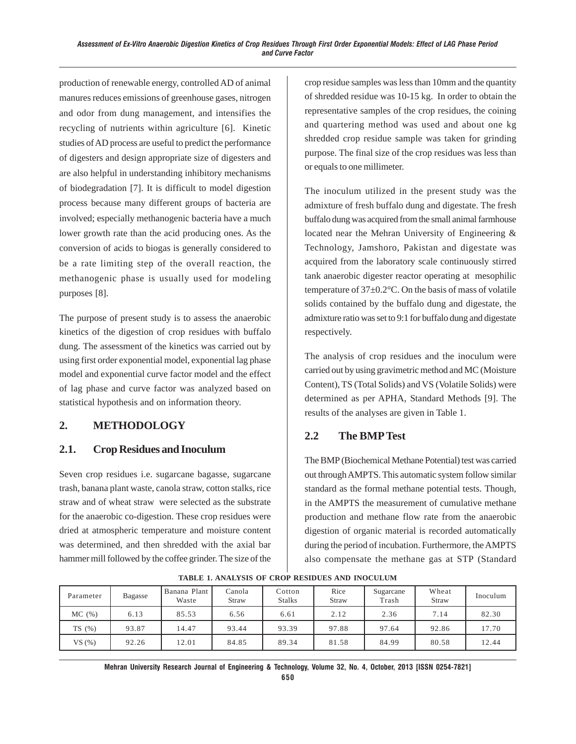production of renewable energy, controlled AD of animal manures reduces emissions of greenhouse gases, nitrogen and odor from dung management, and intensifies the recycling of nutrients within agriculture [6]. Kinetic studies of AD process are useful to predict the performance of digesters and design appropriate size of digesters and are also helpful in understanding inhibitory mechanisms of biodegradation [7]. It is difficult to model digestion process because many different groups of bacteria are involved; especially methanogenic bacteria have a much lower growth rate than the acid producing ones. As the conversion of acids to biogas is generally considered to be a rate limiting step of the overall reaction, the methanogenic phase is usually used for modeling purposes [8].

The purpose of present study is to assess the anaerobic kinetics of the digestion of crop residues with buffalo dung. The assessment of the kinetics was carried out by using first order exponential model, exponential lag phase model and exponential curve factor model and the effect of lag phase and curve factor was analyzed based on statistical hypothesis and on information theory.

## 2. METHODOLOGY

### 2.1. Crop Residues and Inoculum

Seven crop residues i.e. sugarcane bagasse, sugarcane trash, banana plant waste, canola straw, cotton stalks, rice straw and of wheat straw were selected as the substrate for the anaerobic co-digestion. These crop residues were dried at atmospheric temperature and moisture content was determined, and then shredded with the axial bar hammer mill followed by the coffee grinder. The size of the crop residue samples was less than 10mm and the quantity of shredded residue was 10-15 kg. In order to obtain the representative samples of the crop residues, the coining and quartering method was used and about one kg shredded crop residue sample was taken for grinding purpose. The final size of the crop residues was less than or equals to one millimeter.

The inoculum utilized in the present study was the admixture of fresh buffalo dung and digestate. The fresh buffalo dung was acquired from the small animal farmhouse located near the Mehran University of Engineering & Technology, Jamshoro, Pakistan and digestate was acquired from the laboratory scale continuously stirred tank anaerobic digester reactor operating at mesophilic temperature of 37±0.2°C. On the basis of mass of volatile solids contained by the buffalo dung and digestate, the admixture ratio was set to 9:1 for buffalo dung and digestate respectively.

The analysis of crop residues and the inoculum were carried out by using gravimetric method and MC (Moisture Content), TS (Total Solids) and VS (Volatile Solids) were determined as per APHA, Standard Methods [9]. The results of the analyses are given in Table 1.

### 2.2 The BMP Test

The BMP (Biochemical Methane Potential) test was carried out through AMPTS. This automatic system follow similar standard as the formal methane potential tests. Though, in the AMPTS the measurement of cumulative methane production and methane flow rate from the anaerobic digestion of organic material is recorded automatically during the period of incubation. Furthermore, the AMPTS also compensate the methane gas at STP (Standard

TABLE 1. ANALYSIS OF CROP RESIDUES AND INOCULUM

| Parameter | Bagasse | Banana Plant Waste | Canola Straw | Cotton Stalks | Rice Straw | Sugarcane Trash | Wheat Straw | Inoculum |
|---|---|---|---|---|---|---|---|---|
| MC (%) | 6.13 | 85.53 | 6.56 | 6.61 | 2.12 | 2.36 | 7.14 | 82.30 |
| TS (%) | 93.87 | 14.47 | 93.44 | 93.39 | 97.88 | 97.64 | 92.86 | 17.70 |
| VS (%) | 92.26 | 12.01 | 84.85 | 89.34 | 81.58 | 84.99 | 80.58 | 12.44 |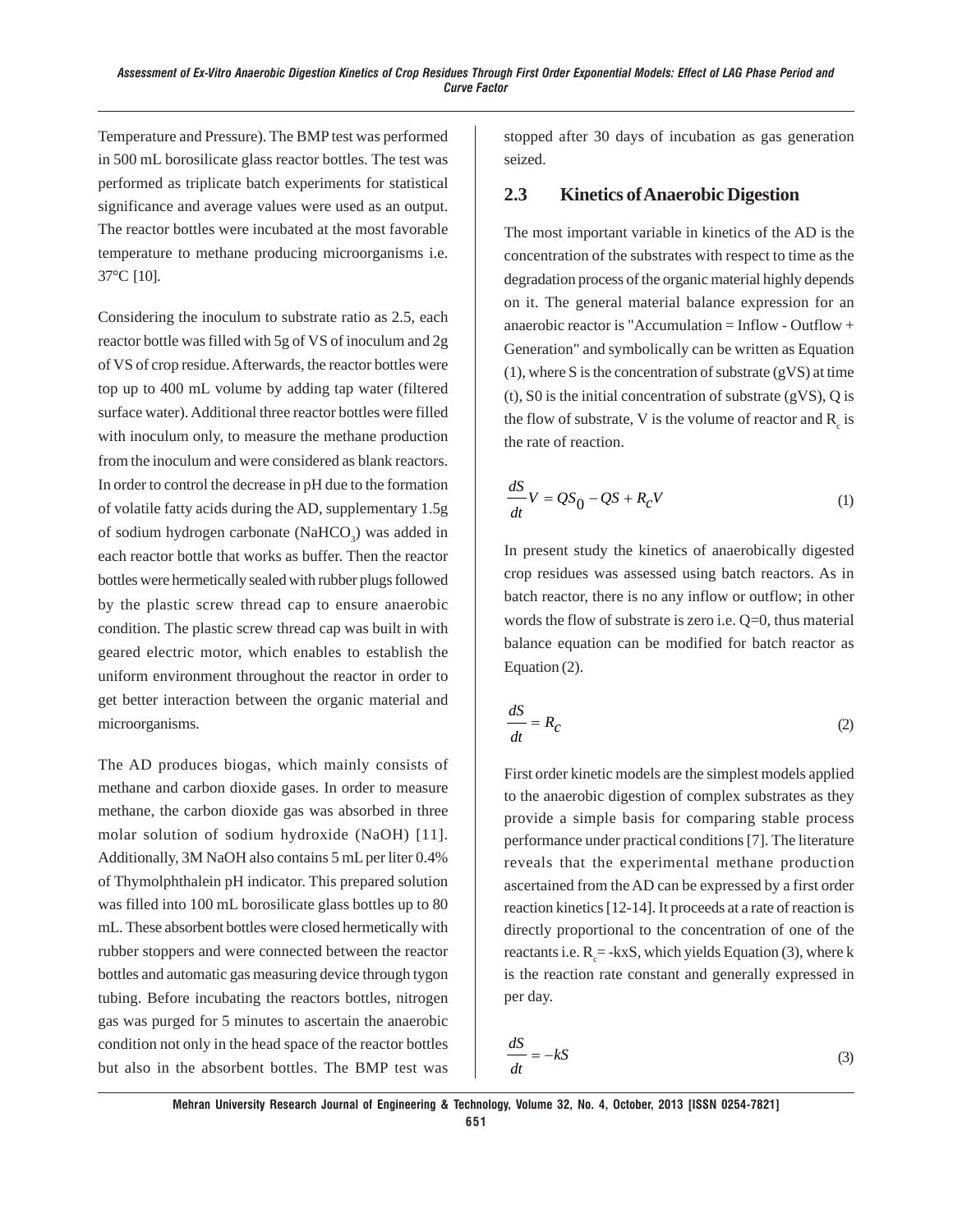Temperature and Pressure). The BMP test was performed in 500 mL borosilicate glass reactor bottles. The test was performed as triplicate batch experiments for statistical significance and average values were used as an output. The reactor bottles were incubated at the most favorable temperature to methane producing microorganisms i.e. 37°C [10].

Considering the inoculum to substrate ratio as 2.5, each reactor bottle was filled with 5g of VS of inoculum and 2g of VS of crop residue. Afterwards, the reactor bottles were top up to 400 mL volume by adding tap water (filtered surface water). Additional three reactor bottles were filled with inoculum only, to measure the methane production from the inoculum and were considered as blank reactors. In order to control the decrease in pH due to the formation of volatile fatty acids during the AD, supplementary 1.5g of sodium hydrogen carbonate ($NaHCO_3$) was added in each reactor bottle that works as buffer. Then the reactor bottles were hermetically sealed with rubber plugs followed by the plastic screw thread cap to ensure anaerobic condition. The plastic screw thread cap was built in with geared electric motor, which enables to establish the uniform environment throughout the reactor in order to get better interaction between the organic material and microorganisms.

The AD produces biogas, which mainly consists of methane and carbon dioxide gases. In order to measure methane, the carbon dioxide gas was absorbed in three molar solution of sodium hydroxide (NaOH) [11]. Additionally, 3M NaOH also contains 5 mL per liter 0.4% of Thymolphthalein pH indicator. This prepared solution was filled into 100 mL borosilicate glass bottles up to 80 mL. These absorbent bottles were closed hermetically with rubber stoppers and were connected between the reactor bottles and automatic gas measuring device through tygon tubing. Before incubating the reactors bottles, nitrogen gas was purged for 5 minutes to ascertain the anaerobic condition not only in the head space of the reactor bottles but also in the absorbent bottles. The BMP test was stopped after 30 days of incubation as gas generation seized.

## 2.3 Kinetics of Anaerobic Digestion

The most important variable in kinetics of the AD is the concentration of the substrates with respect to time as the degradation process of the organic material highly depends on it. The general material balance expression for an anaerobic reactor is "Accumulation = Inflow - Outflow + Generation" and symbolically can be written as Equation (1), where S is the concentration of substrate (gVS) at time (t), S0 is the initial concentration of substrate (gVS), Q is the flow of substrate, V is the volume of reactor and $R_c$ is the rate of reaction.

$$\frac{dS}{dt}V = QS_0 - QS + R_cV \tag{1}$$

In present study the kinetics of anaerobically digested crop residues was assessed using batch reactors. As in batch reactor, there is no any inflow or outflow; in other words the flow of substrate is zero i.e. Q=0, thus material balance equation can be modified for batch reactor as Equation (2).

$$\frac{dS}{dt} = R_c \tag{2}$$

First order kinetic models are the simplest models applied to the anaerobic digestion of complex substrates as they provide a simple basis for comparing stable process performance under practical conditions [7]. The literature reveals that the experimental methane production ascertained from the AD can be expressed by a first order reaction kinetics [12-14]. It proceeds at a rate of reaction is directly proportional to the concentration of one of the reactants i.e. $R_c$= -kxS, which yields Equation (3), where k is the reaction rate constant and generally expressed in per day.

$$\frac{dS}{dt} = -kS \tag{3}$$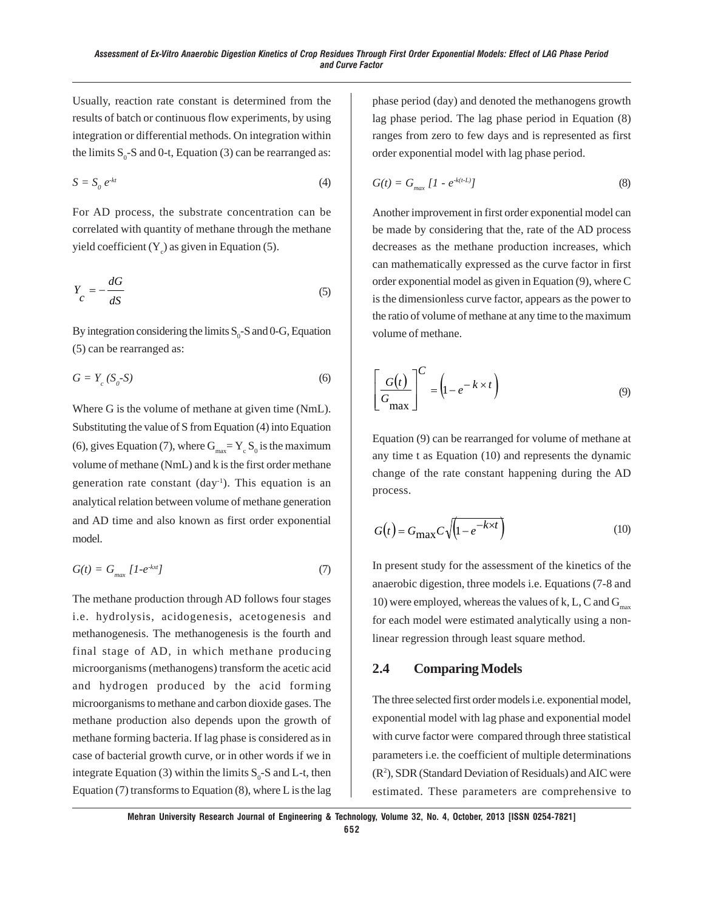Usually, reaction rate constant is determined from the results of batch or continuous flow experiments, by using integration or differential methods. On integration within the limits $S_0$-S and 0-t, Equation (3) can be rearranged as:

$$S = S_0 e^{-kt} \tag{4}$$

For AD process, the substrate concentration can be correlated with quantity of methane through the methane yield coefficient ($Y_c$) as given in Equation (5).

$$Y_c = -\frac{dG}{dS} \tag{5}$$

By integration considering the limits $S_0$-S and 0-G, Equation (5) can be rearranged as:

$$G = Y_c (S_0 - S) \tag{6}$$

Where G is the volume of methane at given time (NmL). Substituting the value of S from Equation (4) into Equation (6), gives Equation (7), where $G_{max} = Y_c S_0$ is the maximum volume of methane (NmL) and k is the first order methane generation rate constant ($day^{-1}$). This equation is an analytical relation between volume of methane generation and AD time and also known as first order exponential model.

$$G(t) = G_{max} [1 - e^{-kxt}] \tag{7}$$

The methane production through AD follows four stages i.e. hydrolysis, acidogenesis, acetogenesis and methanogenesis. The methanogenesis is the fourth and final stage of AD, in which methane producing microorganisms (methanogens) transform the acetic acid and hydrogen produced by the acid forming microorganisms to methane and carbon dioxide gases. The methane production also depends upon the growth of methane forming bacteria. If lag phase is considered as in case of bacterial growth curve, or in other words if we in integrate Equation (3) within the limits $S_0$-S and L-t, then Equation (7) transforms to Equation (8), where L is the lag phase period (day) and denoted the methanogens growth lag phase period. The lag phase period in Equation (8) ranges from zero to few days and is represented as first order exponential model with lag phase period.

$$G(t) = G_{max} [1 - e^{-k(t-L)}] \tag{8}$$

Another improvement in first order exponential model can be made by considering that the, rate of the AD process decreases as the methane production increases, which can mathematically expressed as the curve factor in first order exponential model as given in Equation (9), where C is the dimensionless curve factor, appears as the power to the ratio of volume of methane at any time to the maximum volume of methane.

$$\left[\frac{G(t)}{G_{max}}\right]^C = \left(1 - e^{-k \times t}\right) \tag{9}$$

Equation (9) can be rearranged for volume of methane at any time t as Equation (10) and represents the dynamic change of the rate constant happening during the AD process.

$$G(t) = G_{max} \sqrt[C]{\left(1 - e^{-k \times t}\right)} \tag{10}$$

In present study for the assessment of the kinetics of the anaerobic digestion, three models i.e. Equations (7-8 and 10) were employed, whereas the values of k, L, C and $G_{max}$ for each model were estimated analytically using a non-linear regression through least square method.

## 2.4 Comparing Models

The three selected first order models i.e. exponential model, exponential model with lag phase and exponential model with curve factor were compared through three statistical parameters i.e. the coefficient of multiple determinations ($R^2$), SDR (Standard Deviation of Residuals) and AIC were estimated. These parameters are comprehensive to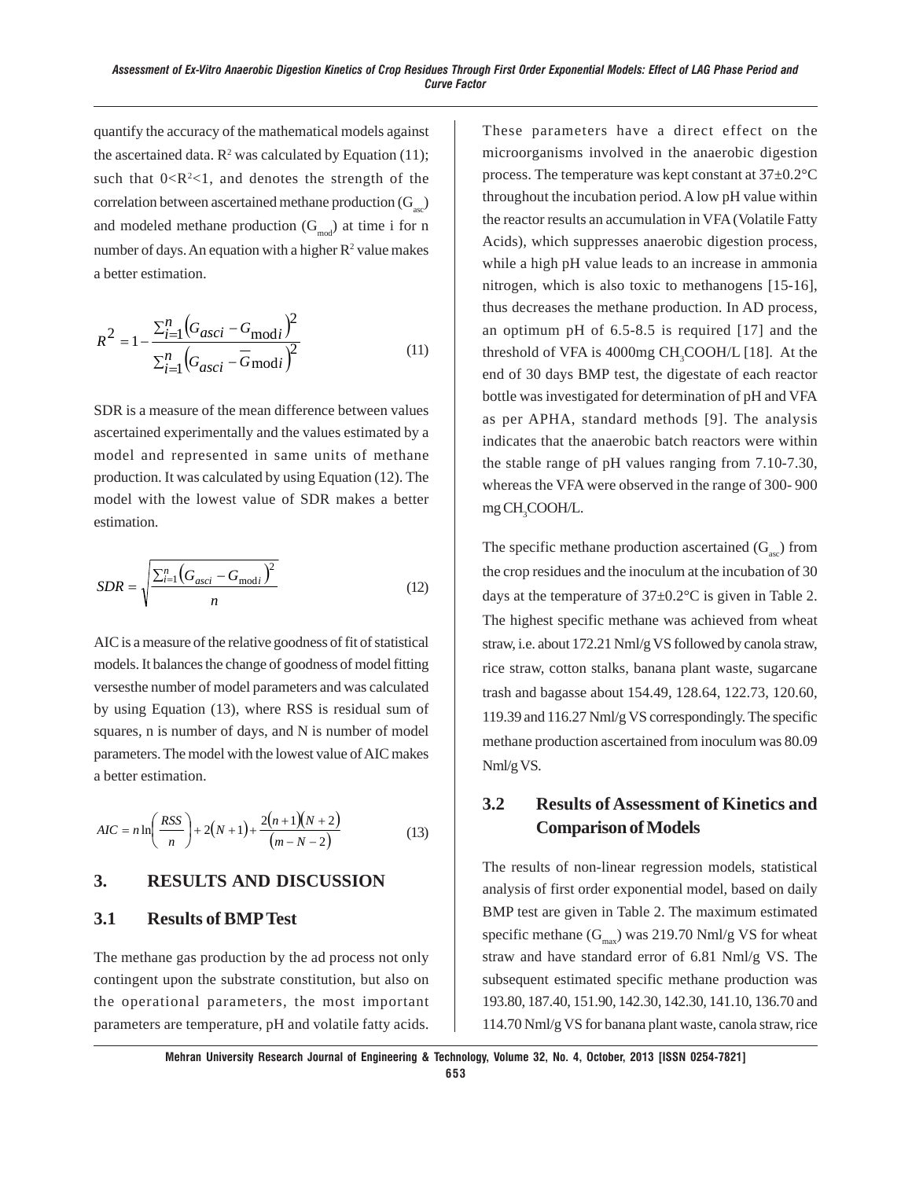quantify the accuracy of the mathematical models against the ascertained data. $R^2$ was calculated by Equation (11); such that $0<R^2<1$, and denotes the strength of the correlation between ascertained methane production ($G_{asc}$) and modeled methane production ($G_{mod}$) at time i for n number of days. An equation with a higher $R^2$ value makes a better estimation.

$$R^2 = 1 - \frac{\sum_{i=1}^{n}\left(G_{asci} - G_{\text{mod}i}\right)^2}{\sum_{i=1}^{n}\left(G_{asci} - \overline{G}_{\text{mod}i}\right)^2} \tag{11}$$

SDR is a measure of the mean difference between values ascertained experimentally and the values estimated by a model and represented in same units of methane production. It was calculated by using Equation (12). The model with the lowest value of SDR makes a better estimation.

$$SDR = \sqrt{\frac{\sum_{i=1}^{n}\left(G_{asci} - G_{\text{mod}i}\right)^2}{n}} \tag{12}$$

AIC is a measure of the relative goodness of fit of statistical models. It balances the change of goodness of model fitting versesthe number of model parameters and was calculated by using Equation (13), where RSS is residual sum of squares, n is number of days, and N is number of model parameters. The model with the lowest value of AIC makes a better estimation.

$$AIC = n\ln\left(\frac{RSS}{n}\right) + 2(N+1) + \frac{2(n+1)(N+2)}{(m-N-2)} \tag{13}$$

## 3. RESULTS AND DISCUSSION

### 3.1 Results of BMP Test

The methane gas production by the ad process not only contingent upon the substrate constitution, but also on the operational parameters, the most important parameters are temperature, pH and volatile fatty acids. These parameters have a direct effect on the microorganisms involved in the anaerobic digestion process. The temperature was kept constant at 37±0.2°C throughout the incubation period. A low pH value within the reactor results an accumulation in VFA (Volatile Fatty Acids), which suppresses anaerobic digestion process, while a high pH value leads to an increase in ammonia nitrogen, which is also toxic to methanogens [15-16], thus decreases the methane production. In AD process, an optimum pH of 6.5-8.5 is required [17] and the threshold of VFA is 4000mg $CH_3COOH$/L [18]. At the end of 30 days BMP test, the digestate of each reactor bottle was investigated for determination of pH and VFA as per APHA, standard methods [9]. The analysis indicates that the anaerobic batch reactors were within the stable range of pH values ranging from 7.10-7.30, whereas the VFA were observed in the range of 300- 900 mg $CH_3COOH$/L.

The specific methane production ascertained ($G_{asc}$) from the crop residues and the inoculum at the incubation of 30 days at the temperature of 37±0.2°C is given in Table 2. The highest specific methane was achieved from wheat straw, i.e. about 172.21 Nml/g VS followed by canola straw, rice straw, cotton stalks, banana plant waste, sugarcane trash and bagasse about 154.49, 128.64, 122.73, 120.60, 119.39 and 116.27 Nml/g VS correspondingly. The specific methane production ascertained from inoculum was 80.09 Nml/g VS.

### 3.2 Results of Assessment of Kinetics and Comparison of Models

The results of non-linear regression models, statistical analysis of first order exponential model, based on daily BMP test are given in Table 2. The maximum estimated specific methane ($G_{max}$) was 219.70 Nml/g VS for wheat straw and have standard error of 6.81 Nml/g VS. The subsequent estimated specific methane production was 193.80, 187.40, 151.90, 142.30, 142.30, 141.10, 136.70 and 114.70 Nml/g VS for banana plant waste, canola straw, rice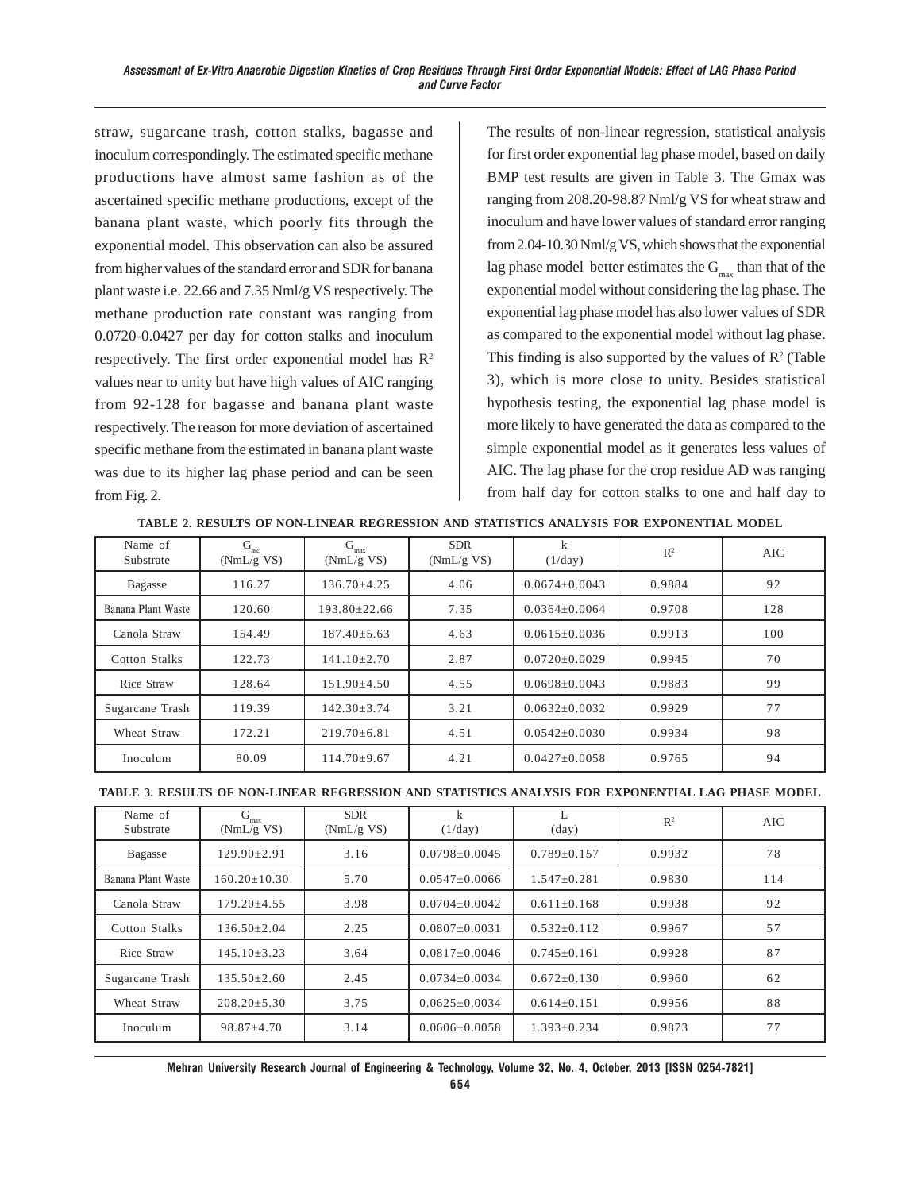straw, sugarcane trash, cotton stalks, bagasse and inoculum correspondingly. The estimated specific methane productions have almost same fashion as of the ascertained specific methane productions, except of the banana plant waste, which poorly fits through the exponential model. This observation can also be assured from higher values of the standard error and SDR for banana plant waste i.e. 22.66 and 7.35 Nml/g VS respectively. The methane production rate constant was ranging from 0.0720-0.0427 per day for cotton stalks and inoculum respectively. The first order exponential model has $R^2$ values near to unity but have high values of AIC ranging from 92-128 for bagasse and banana plant waste respectively. The reason for more deviation of ascertained specific methane from the estimated in banana plant waste was due to its higher lag phase period and can be seen from Fig. 2.

The results of non-linear regression, statistical analysis for first order exponential lag phase model, based on daily BMP test results are given in Table 3. The Gmax was ranging from 208.20-98.87 Nml/g VS for wheat straw and inoculum and have lower values of standard error ranging from 2.04-10.30 Nml/g VS, which shows that the exponential lag phase model better estimates the $G_{max}$ than that of the exponential model without considering the lag phase. The exponential lag phase model has also lower values of SDR as compared to the exponential model without lag phase. This finding is also supported by the values of $R^2$ (Table 3), which is more close to unity. Besides statistical hypothesis testing, the exponential lag phase model is more likely to have generated the data as compared to the simple exponential model as it generates less values of AIC. The lag phase for the crop residue AD was ranging from half day for cotton stalks to one and half day to

**TABLE 2. RESULTS OF NON-LINEAR REGRESSION AND STATISTICS ANALYSIS FOR EXPONENTIAL MODEL**

| Name of Substrate | $G_{asc}$ (NmL/g VS) | $G_{max}$ (NmL/g VS) | SDR (NmL/g VS) | k (1/day) | $R^2$ | AIC |
|---|---|---|---|---|---|---|
| Bagasse | 116.27 | 136.70±4.25 | 4.06 | 0.0674±0.0043 | 0.9884 | 92 |
| Banana Plant Waste | 120.60 | 193.80±22.66 | 7.35 | 0.0364±0.0064 | 0.9708 | 128 |
| Canola Straw | 154.49 | 187.40±5.63 | 4.63 | 0.0615±0.0036 | 0.9913 | 100 |
| Cotton Stalks | 122.73 | 141.10±2.70 | 2.87 | 0.0720±0.0029 | 0.9945 | 70 |
| Rice Straw | 128.64 | 151.90±4.50 | 4.55 | 0.0698±0.0043 | 0.9883 | 99 |
| Sugarcane Trash | 119.39 | 142.30±3.74 | 3.21 | 0.0632±0.0032 | 0.9929 | 77 |
| Wheat Straw | 172.21 | 219.70±6.81 | 4.51 | 0.0542±0.0030 | 0.9934 | 98 |
| Inoculum | 80.09 | 114.70±9.67 | 4.21 | 0.0427±0.0058 | 0.9765 | 94 |

**TABLE 3. RESULTS OF NON-LINEAR REGRESSION AND STATISTICS ANALYSIS FOR EXPONENTIAL LAG PHASE MODEL**

| Name of Substrate | $G_{max}$ (NmL/g VS) | SDR (NmL/g VS) | k (1/day) | L (day) | $R^2$ | AIC |
|---|---|---|---|---|---|---|
| Bagasse | 129.90±2.91 | 3.16 | 0.0798±0.0045 | 0.789±0.157 | 0.9932 | 78 |
| Banana Plant Waste | 160.20±10.30 | 5.70 | 0.0547±0.0066 | 1.547±0.281 | 0.9830 | 114 |
| Canola Straw | 179.20±4.55 | 3.98 | 0.0704±0.0042 | 0.611±0.168 | 0.9938 | 92 |
| Cotton Stalks | 136.50±2.04 | 2.25 | 0.0807±0.0031 | 0.532±0.112 | 0.9967 | 57 |
| Rice Straw | 145.10±3.23 | 3.64 | 0.0817±0.0046 | 0.745±0.161 | 0.9928 | 87 |
| Sugarcane Trash | 135.50±2.60 | 2.45 | 0.0734±0.0034 | 0.672±0.130 | 0.9960 | 62 |
| Wheat Straw | 208.20±5.30 | 3.75 | 0.0625±0.0034 | 0.614±0.151 | 0.9956 | 88 |
| Inoculum | 98.87±4.70 | 3.14 | 0.0606±0.0058 | 1.393±0.234 | 0.9873 | 77 |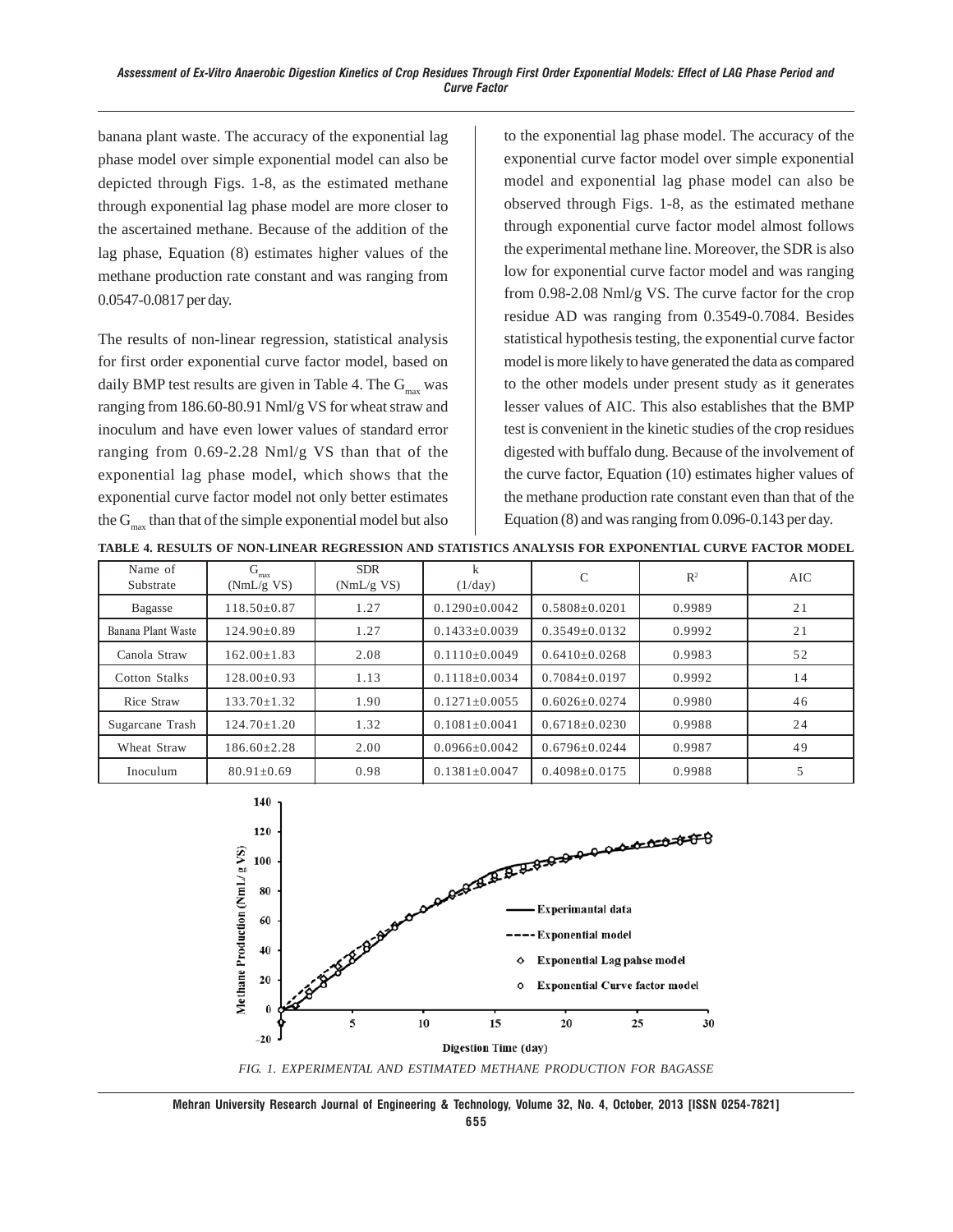banana plant waste. The accuracy of the exponential lag phase model over simple exponential model can also be depicted through Figs. 1-8, as the estimated methane through exponential lag phase model are more closer to the ascertained methane. Because of the addition of the lag phase, Equation (8) estimates higher values of the methane production rate constant and was ranging from 0.0547-0.0817 per day.

The results of non-linear regression, statistical analysis for first order exponential curve factor model, based on daily BMP test results are given in Table 4. The $G_{max}$ was ranging from 186.60-80.91 Nml/g VS for wheat straw and inoculum and have even lower values of standard error ranging from 0.69-2.28 Nml/g VS than that of the exponential lag phase model, which shows that the exponential curve factor model not only better estimates the $G_{max}$ than that of the simple exponential model but also to the exponential lag phase model. The accuracy of the exponential curve factor model over simple exponential model and exponential lag phase model can also be observed through Figs. 1-8, as the estimated methane through exponential curve factor model almost follows the experimental methane line. Moreover, the SDR is also low for exponential curve factor model and was ranging from 0.98-2.08 Nml/g VS. The curve factor for the crop residue AD was ranging from 0.3549-0.7084. Besides statistical hypothesis testing, the exponential curve factor model is more likely to have generated the data as compared to the other models under present study as it generates lesser values of AIC. This also establishes that the BMP test is convenient in the kinetic studies of the crop residues digested with buffalo dung. Because of the involvement of the curve factor, Equation (10) estimates higher values of the methane production rate constant even than that of the Equation (8) and was ranging from 0.096-0.143 per day.

**TABLE 4. RESULTS OF NON-LINEAR REGRESSION AND STATISTICS ANALYSIS FOR EXPONENTIAL CURVE FACTOR MODEL**

| Name of Substrate | $G_{max}$ (NmL/g VS) | SDR (NmL/g VS) | k (1/day) | C | $R^2$ | AIC |
|---|---|---|---|---|---|---|
| Bagasse | 118.50±0.87 | 1.27 | 0.1290±0.0042 | 0.5808±0.0201 | 0.9989 | 21 |
| Banana Plant Waste | 124.90±0.89 | 1.27 | 0.1433±0.0039 | 0.3549±0.0132 | 0.9992 | 21 |
| Canola Straw | 162.00±1.83 | 2.08 | 0.1110±0.0049 | 0.6410±0.0268 | 0.9983 | 52 |
| Cotton Stalks | 128.00±0.93 | 1.13 | 0.1118±0.0034 | 0.7084±0.0197 | 0.9992 | 14 |
| Rice Straw | 133.70±1.32 | 1.90 | 0.1271±0.0055 | 0.6026±0.0274 | 0.9980 | 46 |
| Sugarcane Trash | 124.70±1.20 | 1.32 | 0.1081±0.0041 | 0.6718±0.0230 | 0.9988 | 24 |
| Wheat Straw | 186.60±2.28 | 2.00 | 0.0966±0.0042 | 0.6796±0.0244 | 0.9987 | 49 |
| Inoculum | 80.91±0.69 | 0.98 | 0.1381±0.0047 | 0.4098±0.0175 | 0.9988 | 5 |

*FIG. 1. EXPERIMENTAL AND ESTIMATED METHANE PRODUCTION FOR BAGASSE*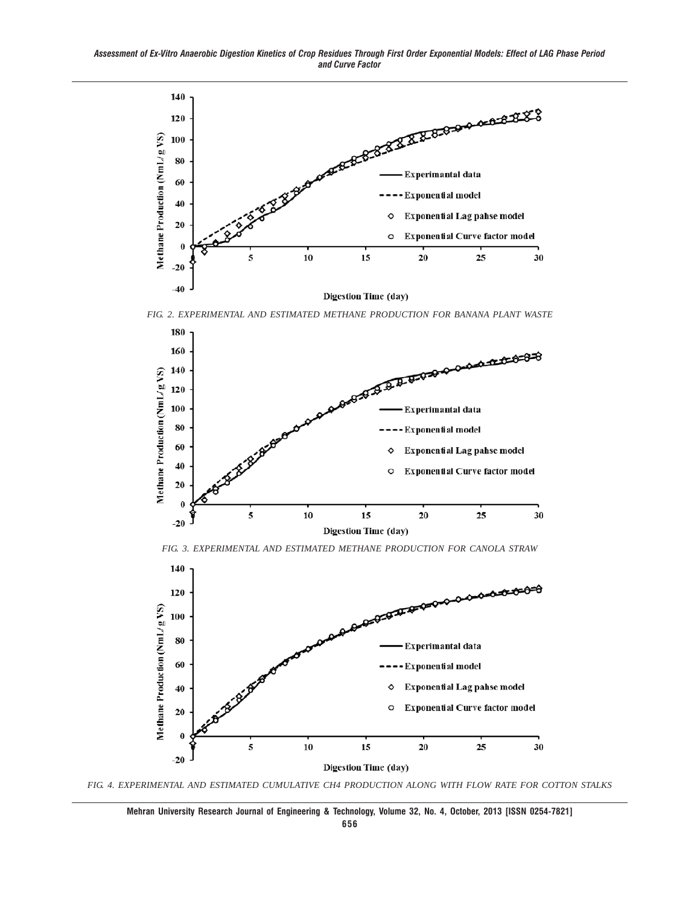FIG. 2. EXPERIMENTAL AND ESTIMATED METHANE PRODUCTION FOR BANANA PLANT WASTE

FIG. 3. EXPERIMENTAL AND ESTIMATED METHANE PRODUCTION FOR CANOLA STRAW

FIG. 4. EXPERIMENTAL AND ESTIMATED CUMULATIVE CH4 PRODUCTION ALONG WITH FLOW RATE FOR COTTON STALKS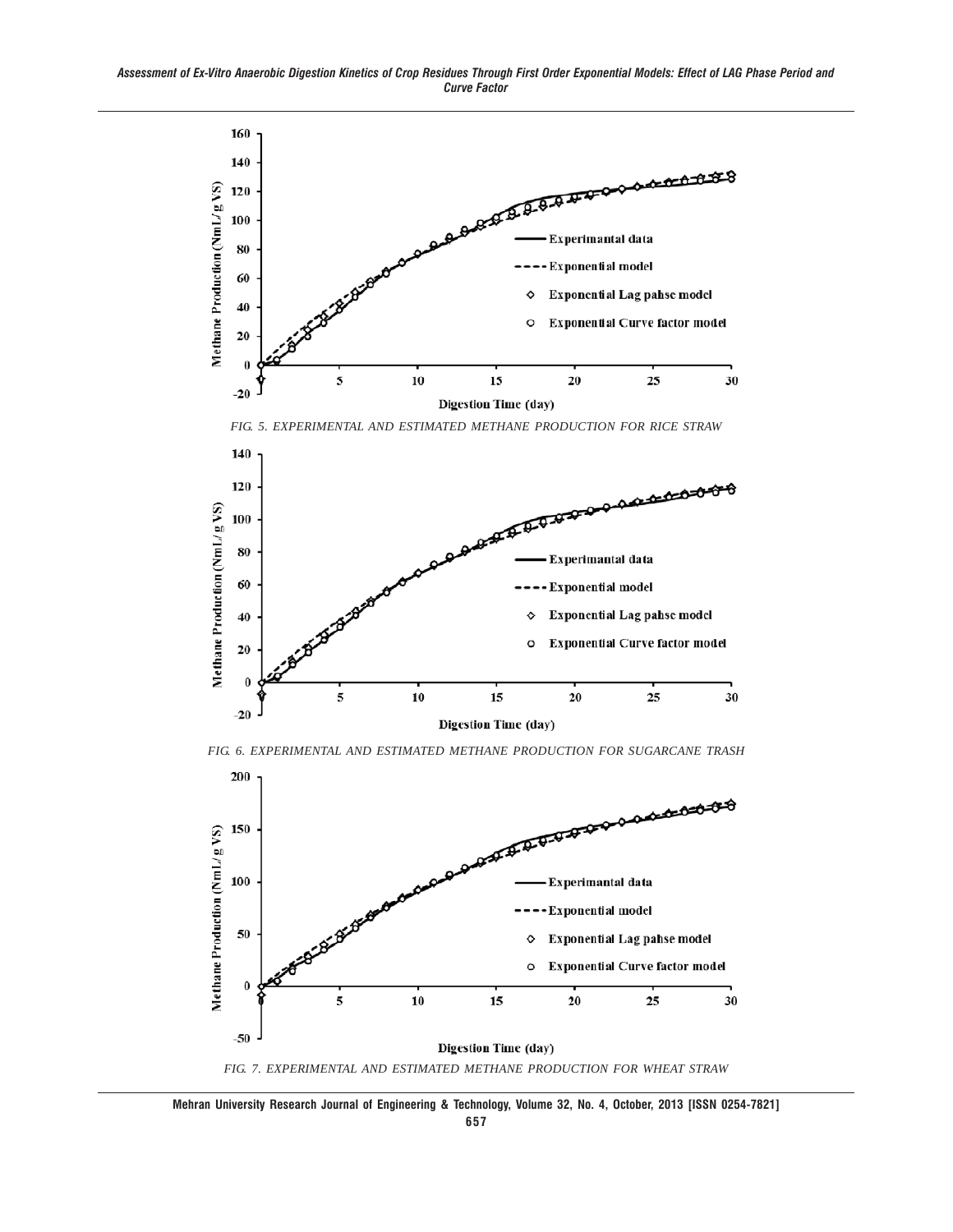FIG. 5. EXPERIMENTAL AND ESTIMATED METHANE PRODUCTION FOR RICE STRAW

FIG. 6. EXPERIMENTAL AND ESTIMATED METHANE PRODUCTION FOR SUGARCANE TRASH

FIG. 7. EXPERIMENTAL AND ESTIMATED METHANE PRODUCTION FOR WHEAT STRAW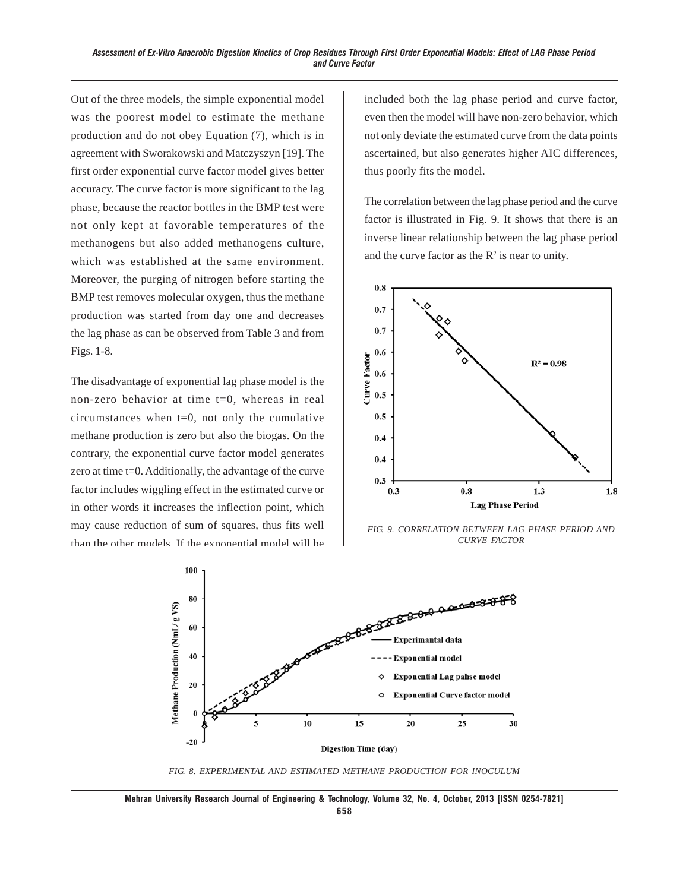Out of the three models, the simple exponential model was the poorest model to estimate the methane production and do not obey Equation (7), which is in agreement with Sworakowski and Matczyszyn [19]. The first order exponential curve factor model gives better accuracy. The curve factor is more significant to the lag phase, because the reactor bottles in the BMP test were not only kept at favorable temperatures of the methanogens but also added methanogens culture, which was established at the same environment. Moreover, the purging of nitrogen before starting the BMP test removes molecular oxygen, thus the methane production was started from day one and decreases the lag phase as can be observed from Table 3 and from Figs. 1-8.

The disadvantage of exponential lag phase model is the non-zero behavior at time t=0, whereas in real circumstances when t=0, not only the cumulative methane production is zero but also the biogas. On the contrary, the exponential curve factor model generates zero at time t=0. Additionally, the advantage of the curve factor includes wiggling effect in the estimated curve or in other words it increases the inflection point, which may cause reduction of sum of squares, thus fits well than the other models. If the exponential model will be included both the lag phase period and curve factor, even then the model will have non-zero behavior, which not only deviate the estimated curve from the data points ascertained, but also generates higher AIC differences, thus poorly fits the model.

The correlation between the lag phase period and the curve factor is illustrated in Fig. 9. It shows that there is an inverse linear relationship between the lag phase period and the curve factor as the $R^2$ is near to unity.

*FIG. 9. CORRELATION BETWEEN LAG PHASE PERIOD AND CURVE FACTOR*

*FIG. 8. EXPERIMENTAL AND ESTIMATED METHANE PRODUCTION FOR INOCULUM*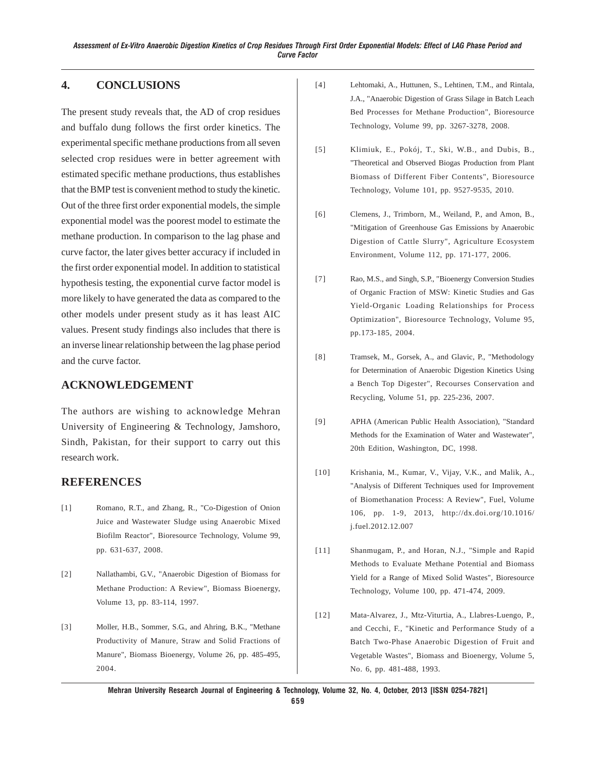## 4. CONCLUSIONS

The present study reveals that, the AD of crop residues and buffalo dung follows the first order kinetics. The experimental specific methane productions from all seven selected crop residues were in better agreement with estimated specific methane productions, thus establishes that the BMP test is convenient method to study the kinetic. Out of the three first order exponential models, the simple exponential model was the poorest model to estimate the methane production. In comparison to the lag phase and curve factor, the later gives better accuracy if included in the first order exponential model. In addition to statistical hypothesis testing, the exponential curve factor model is more likely to have generated the data as compared to the other models under present study as it has least AIC values. Present study findings also includes that there is an inverse linear relationship between the lag phase period and the curve factor.

## ACKNOWLEDGEMENT

The authors are wishing to acknowledge Mehran University of Engineering & Technology, Jamshoro, Sindh, Pakistan, for their support to carry out this research work.

## REFERENCES

[1] Romano, R.T., and Zhang, R., "Co-Digestion of Onion Juice and Wastewater Sludge using Anaerobic Mixed Biofilm Reactor", Bioresource Technology, Volume 99, pp. 631-637, 2008.

[2] Nallathambi, G.V., "Anaerobic Digestion of Biomass for Methane Production: A Review", Biomass Bioenergy, Volume 13, pp. 83-114, 1997.

[3] Moller, H.B., Sommer, S.G., and Ahring, B.K., "Methane Productivity of Manure, Straw and Solid Fractions of Manure", Biomass Bioenergy, Volume 26, pp. 485-495, 2004.

[4] Lehtomaki, A., Huttunen, S., Lehtinen, T.M., and Rintala, J.A., "Anaerobic Digestion of Grass Silage in Batch Leach Bed Processes for Methane Production", Bioresource Technology, Volume 99, pp. 3267-3278, 2008.

[5] Klimiuk, E., Pokój, T., Ski, W.B., and Dubis, B., "Theoretical and Observed Biogas Production from Plant Biomass of Different Fiber Contents", Bioresource Technology, Volume 101, pp. 9527-9535, 2010.

[6] Clemens, J., Trimborn, M., Weiland, P., and Amon, B., "Mitigation of Greenhouse Gas Emissions by Anaerobic Digestion of Cattle Slurry", Agriculture Ecosystem Environment, Volume 112, pp. 171-177, 2006.

[7] Rao, M.S., and Singh, S.P., "Bioenergy Conversion Studies of Organic Fraction of MSW: Kinetic Studies and Gas Yield-Organic Loading Relationships for Process Optimization", Bioresource Technology, Volume 95, pp.173-185, 2004.

[8] Tramsek, M., Gorsek, A., and Glavic, P., "Methodology for Determination of Anaerobic Digestion Kinetics Using a Bench Top Digester", Recourses Conservation and Recycling, Volume 51, pp. 225-236, 2007.

[9] APHA (American Public Health Association), "Standard Methods for the Examination of Water and Wastewater", 20th Edition, Washington, DC, 1998.

[10] Krishania, M., Kumar, V., Vijay, V.K., and Malik, A., "Analysis of Different Techniques used for Improvement of Biomethanation Process: A Review", Fuel, Volume 106, pp. 1-9, 2013, http://dx.doi.org/10.1016/j.fuel.2012.12.007

[11] Shanmugam, P., and Horan, N.J., "Simple and Rapid Methods to Evaluate Methane Potential and Biomass Yield for a Range of Mixed Solid Wastes", Bioresource Technology, Volume 100, pp. 471-474, 2009.

[12] Mata-Alvarez, J., Mtz-Viturtia, A., Llabres-Luengo, P., and Cecchi, F., "Kinetic and Performance Study of a Batch Two-Phase Anaerobic Digestion of Fruit and Vegetable Wastes", Biomass and Bioenergy, Volume 5, No. 6, pp. 481-488, 1993.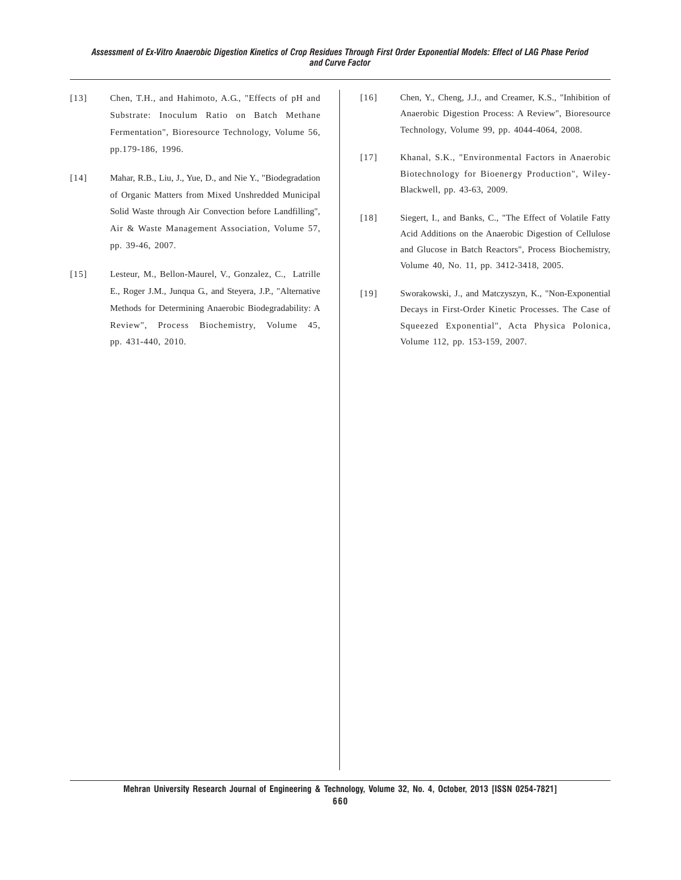[13] Chen, T.H., and Hahimoto, A.G., "Effects of pH and Substrate: Inoculum Ratio on Batch Methane Fermentation", Bioresource Technology, Volume 56, pp.179-186, 1996.

[14] Mahar, R.B., Liu, J., Yue, D., and Nie Y., "Biodegradation of Organic Matters from Mixed Unshredded Municipal Solid Waste through Air Convection before Landfilling", Air & Waste Management Association, Volume 57, pp. 39-46, 2007.

[15] Lesteur, M., Bellon-Maurel, V., Gonzalez, C., Latrille E., Roger J.M., Junqua G., and Steyera, J.P., "Alternative Methods for Determining Anaerobic Biodegradability: A Review", Process Biochemistry, Volume 45, pp. 431-440, 2010.

[16] Chen, Y., Cheng, J.J., and Creamer, K.S., "Inhibition of Anaerobic Digestion Process: A Review", Bioresource Technology, Volume 99, pp. 4044-4064, 2008.

[17] Khanal, S.K., "Environmental Factors in Anaerobic Biotechnology for Bioenergy Production", Wiley-Blackwell, pp. 43-63, 2009.

[18] Siegert, I., and Banks, C., "The Effect of Volatile Fatty Acid Additions on the Anaerobic Digestion of Cellulose and Glucose in Batch Reactors", Process Biochemistry, Volume 40, No. 11, pp. 3412-3418, 2005.

[19] Sworakowski, J., and Matczyszyn, K., "Non-Exponential Decays in First-Order Kinetic Processes. The Case of Squeezed Exponential", Acta Physica Polonica, Volume 112, pp. 153-159, 2007.